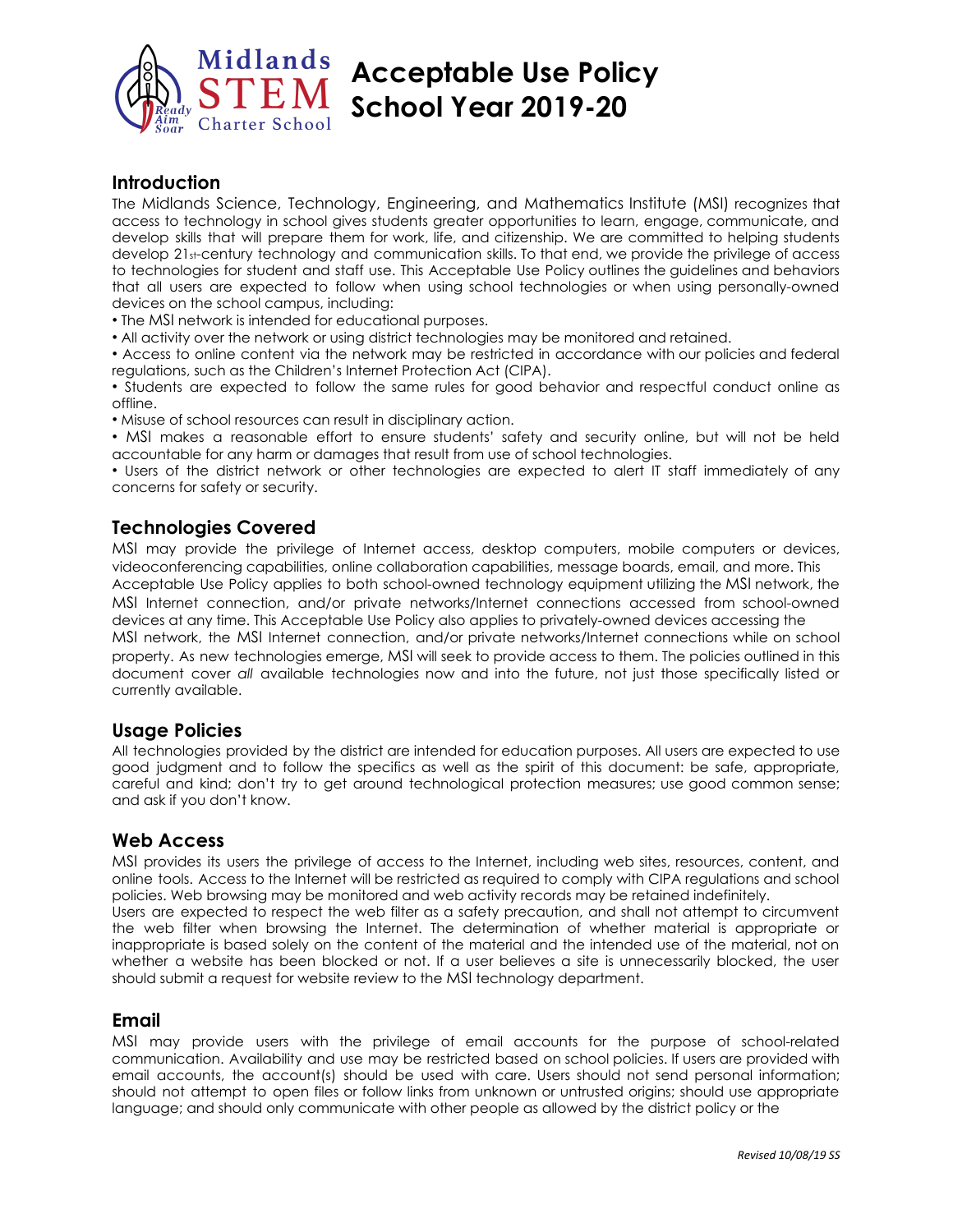Midlands STEM Charter School

Ready Aim Soar

# Acceptable Use Policy School Year 2019-20

## Introduction

The Midlands Science, Technology, Engineering, and Mathematics Institute (MSI) recognizes that access to technology in school gives students greater opportunities to learn, engage, communicate, and develop skills that will prepare them for work, life, and citizenship. We are committed to helping students develop 21st-century technology and communication skills. To that end, we provide the privilege of access to technologies for student and staff use. This Acceptable Use Policy outlines the guidelines and behaviors that all users are expected to follow when using school technologies or when using personally-owned devices on the school campus, including:

- The MSI network is intended for educational purposes.
- All activity over the network or using district technologies may be monitored and retained.
- Access to online content via the network may be restricted in accordance with our policies and federal regulations, such as the Children's Internet Protection Act (CIPA).
- Students are expected to follow the same rules for good behavior and respectful conduct online as offline.
- Misuse of school resources can result in disciplinary action.
- MSI makes a reasonable effort to ensure students' safety and security online, but will not be held accountable for any harm or damages that result from use of school technologies.
- Users of the district network or other technologies are expected to alert IT staff immediately of any concerns for safety or security.

## Technologies Covered

MSI may provide the privilege of Internet access, desktop computers, mobile computers or devices, videoconferencing capabilities, online collaboration capabilities, message boards, email, and more. This Acceptable Use Policy applies to both school-owned technology equipment utilizing the MSI network, the MSI Internet connection, and/or private networks/Internet connections accessed from school-owned devices at any time. This Acceptable Use Policy also applies to privately-owned devices accessing the MSI network, the MSI Internet connection, and/or private networks/Internet connections while on school property. As new technologies emerge, MSI will seek to provide access to them. The policies outlined in this document cover *all* available technologies now and into the future, not just those specifically listed or currently available.

## Usage Policies

All technologies provided by the district are intended for education purposes. All users are expected to use good judgment and to follow the specifics as well as the spirit of this document: be safe, appropriate, careful and kind; don't try to get around technological protection measures; use good common sense; and ask if you don't know.

## Web Access

MSI provides its users the privilege of access to the Internet, including web sites, resources, content, and online tools. Access to the Internet will be restricted as required to comply with CIPA regulations and school policies. Web browsing may be monitored and web activity records may be retained indefinitely.

Users are expected to respect the web filter as a safety precaution, and shall not attempt to circumvent the web filter when browsing the Internet. The determination of whether material is appropriate or inappropriate is based solely on the content of the material and the intended use of the material, not on whether a website has been blocked or not. If a user believes a site is unnecessarily blocked, the user should submit a request for website review to the MSI technology department.

## Email

MSI may provide users with the privilege of email accounts for the purpose of school-related communication. Availability and use may be restricted based on school policies. If users are provided with email accounts, the account(s) should be used with care. Users should not send personal information; should not attempt to open files or follow links from unknown or untrusted origins; should use appropriate language; and should only communicate with other people as allowed by the district policy or the

*Revised 10/08/19 SS*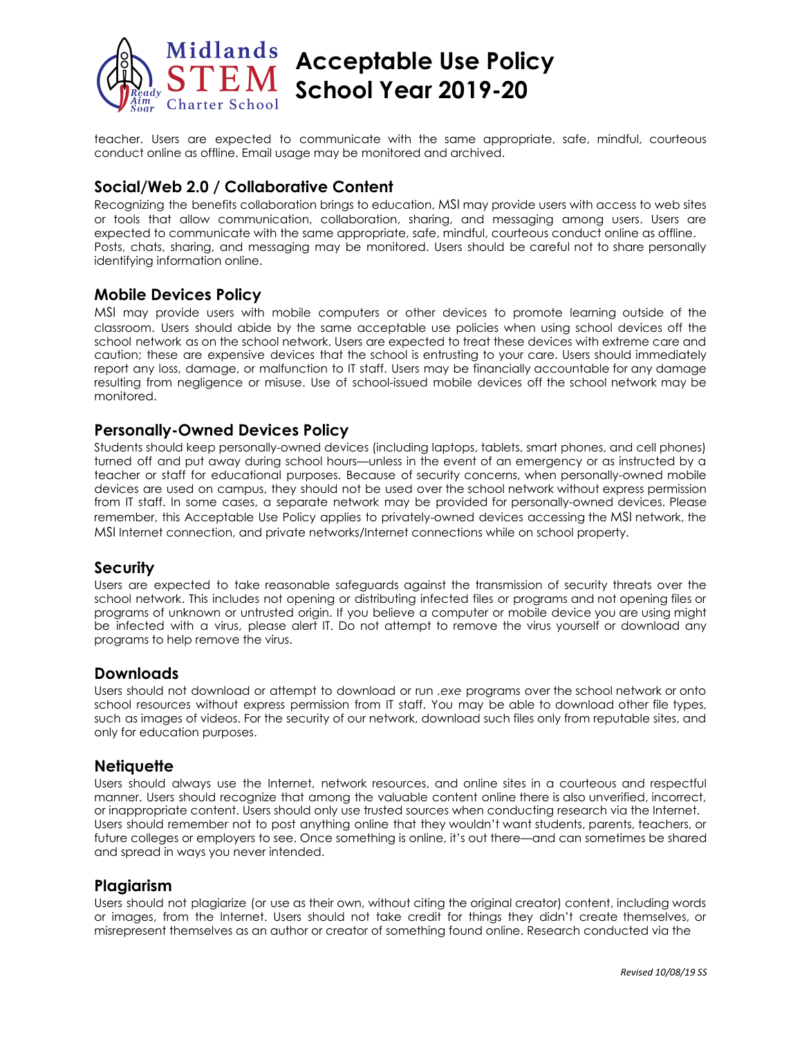teacher. Users are expected to communicate with the same appropriate, safe, mindful, courteous conduct online as offline. Email usage may be monitored and archived.

## Social/Web 2.0 / Collaborative Content

Recognizing the benefits collaboration brings to education, MSI may provide users with access to web sites or tools that allow communication, collaboration, sharing, and messaging among users. Users are expected to communicate with the same appropriate, safe, mindful, courteous conduct online as offline. Posts, chats, sharing, and messaging may be monitored. Users should be careful not to share personally identifying information online.

## Mobile Devices Policy

MSI may provide users with mobile computers or other devices to promote learning outside of the classroom. Users should abide by the same acceptable use policies when using school devices off the school network as on the school network. Users are expected to treat these devices with extreme care and caution; these are expensive devices that the school is entrusting to your care. Users should immediately report any loss, damage, or malfunction to IT staff. Users may be financially accountable for any damage resulting from negligence or misuse. Use of school-issued mobile devices off the school network may be monitored.

## Personally-Owned Devices Policy

Students should keep personally-owned devices (including laptops, tablets, smart phones, and cell phones) turned off and put away during school hours—unless in the event of an emergency or as instructed by a teacher or staff for educational purposes. Because of security concerns, when personally-owned mobile devices are used on campus, they should not be used over the school network without express permission from IT staff. In some cases, a separate network may be provided for personally-owned devices. Please remember, this Acceptable Use Policy applies to privately-owned devices accessing the MSI network, the MSI Internet connection, and private networks/Internet connections while on school property.

## Security

Users are expected to take reasonable safeguards against the transmission of security threats over the school network. This includes not opening or distributing infected files or programs and not opening files or programs of unknown or untrusted origin. If you believe a computer or mobile device you are using might be infected with a virus, please alert IT. Do not attempt to remove the virus yourself or download any programs to help remove the virus.

## Downloads

Users should not download or attempt to download or run .exe programs over the school network or onto school resources without express permission from IT staff. You may be able to download other file types, such as images of videos. For the security of our network, download such files only from reputable sites, and only for education purposes.

## Netiquette

Users should always use the Internet, network resources, and online sites in a courteous and respectful manner. Users should recognize that among the valuable content online there is also unverified, incorrect, or inappropriate content. Users should only use trusted sources when conducting research via the Internet. Users should remember not to post anything online that they wouldn't want students, parents, teachers, or future colleges or employers to see. Once something is online, it's out there—and can sometimes be shared and spread in ways you never intended.

## Plagiarism

Users should not plagiarize (or use as their own, without citing the original creator) content, including words or images, from the Internet. Users should not take credit for things they didn't create themselves, or misrepresent themselves as an author or creator of something found online. Research conducted via the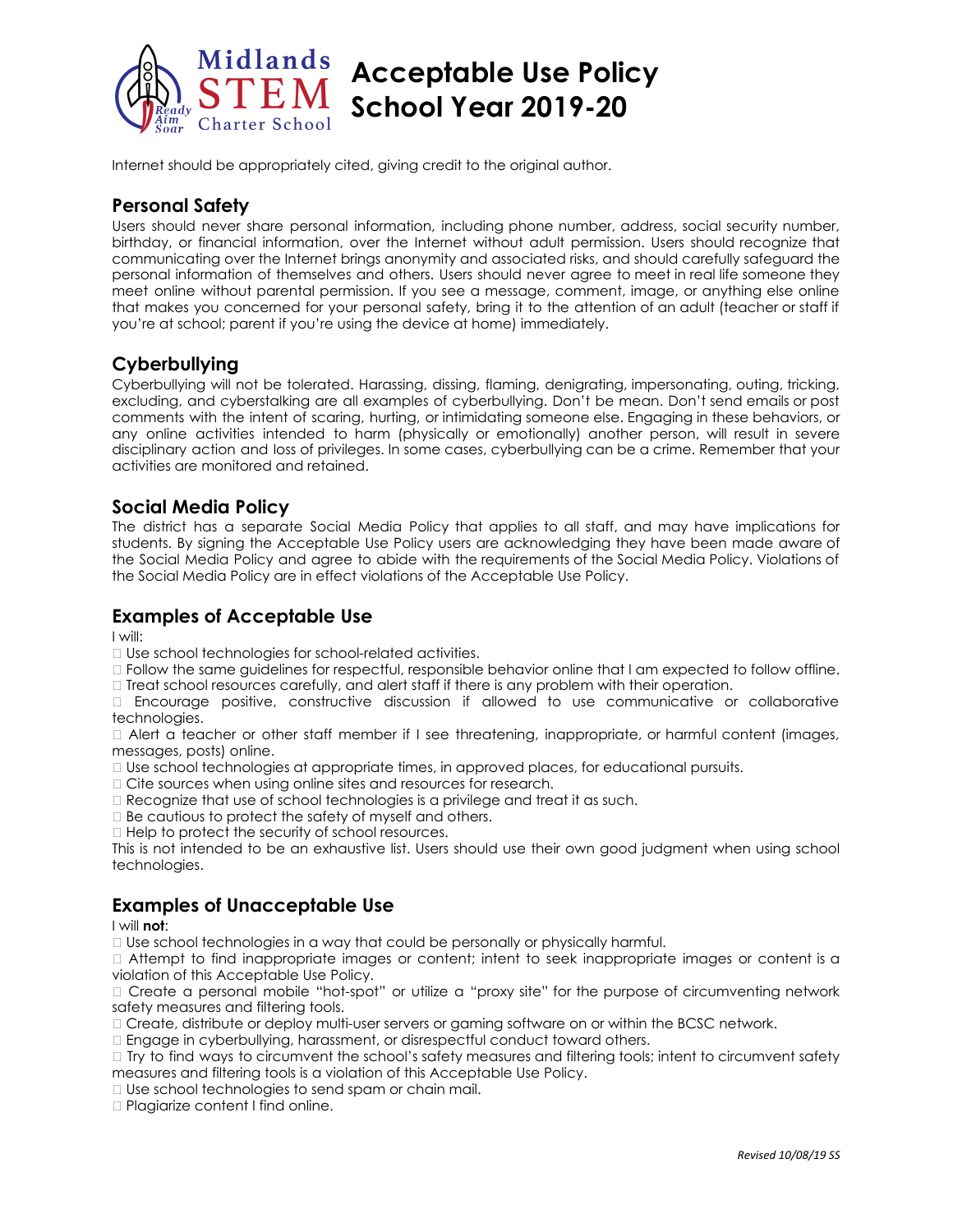Internet should be appropriately cited, giving credit to the original author.

## Personal Safety

Users should never share personal information, including phone number, address, social security number, birthday, or financial information, over the Internet without adult permission. Users should recognize that communicating over the Internet brings anonymity and associated risks, and should carefully safeguard the personal information of themselves and others. Users should never agree to meet in real life someone they meet online without parental permission. If you see a message, comment, image, or anything else online that makes you concerned for your personal safety, bring it to the attention of an adult (teacher or staff if you're at school; parent if you're using the device at home) immediately.

## Cyberbullying

Cyberbullying will not be tolerated. Harassing, dissing, flaming, denigrating, impersonating, outing, tricking, excluding, and cyberstalking are all examples of cyberbullying. Don't be mean. Don't send emails or post comments with the intent of scaring, hurting, or intimidating someone else. Engaging in these behaviors, or any online activities intended to harm (physically or emotionally) another person, will result in severe disciplinary action and loss of privileges. In some cases, cyberbullying can be a crime. Remember that your activities are monitored and retained.

## Social Media Policy

The district has a separate Social Media Policy that applies to all staff, and may have implications for students. By signing the Acceptable Use Policy users are acknowledging they have been made aware of the Social Media Policy and agree to abide with the requirements of the Social Media Policy. Violations of the Social Media Policy are in effect violations of the Acceptable Use Policy.

## Examples of Acceptable Use

I will:

- Use school technologies for school-related activities.
- Follow the same guidelines for respectful, responsible behavior online that I am expected to follow offline.
- Treat school resources carefully, and alert staff if there is any problem with their operation.
- Encourage positive, constructive discussion if allowed to use communicative or collaborative technologies.
- Alert a teacher or other staff member if I see threatening, inappropriate, or harmful content (images, messages, posts) online.
- Use school technologies at appropriate times, in approved places, for educational pursuits.
- Cite sources when using online sites and resources for research.
- Recognize that use of school technologies is a privilege and treat it as such.
- Be cautious to protect the safety of myself and others.
- Help to protect the security of school resources.

This is not intended to be an exhaustive list. Users should use their own good judgment when using school technologies.

## Examples of Unacceptable Use

I will **not**:

- Use school technologies in a way that could be personally or physically harmful.
- Attempt to find inappropriate images or content; intent to seek inappropriate images or content is a violation of this Acceptable Use Policy.
- Create a personal mobile "hot-spot" or utilize a "proxy site" for the purpose of circumventing network safety measures and filtering tools.
- Create, distribute or deploy multi-user servers or gaming software on or within the BCSC network.
- Engage in cyberbullying, harassment, or disrespectful conduct toward others.
- Try to find ways to circumvent the school's safety measures and filtering tools; intent to circumvent safety measures and filtering tools is a violation of this Acceptable Use Policy.
- Use school technologies to send spam or chain mail.
- Plagiarize content I find online.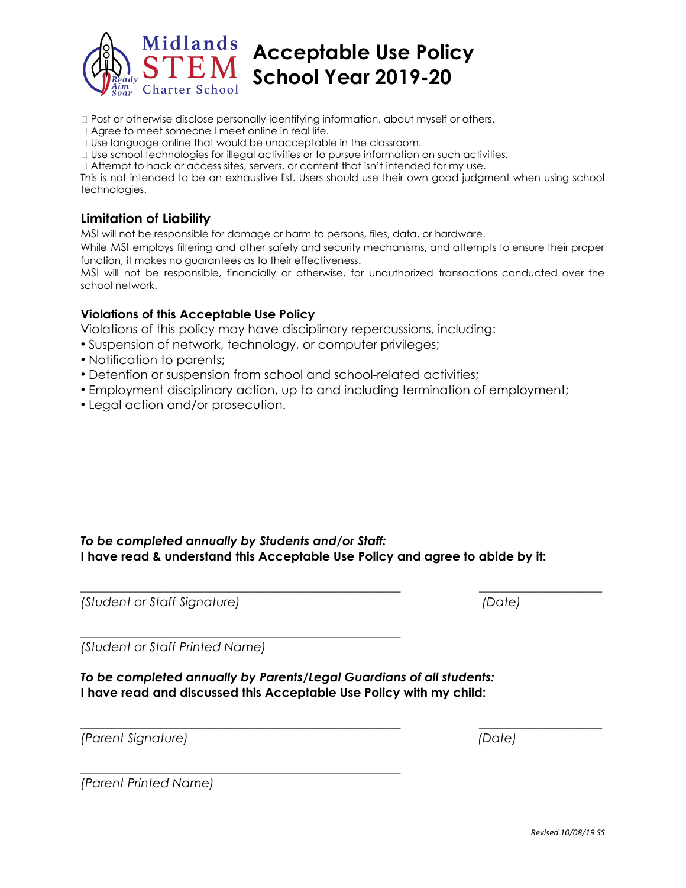# Acceptable Use Policy School Year 2019-20

- Post or otherwise disclose personally-identifying information, about myself or others.
- Agree to meet someone I meet online in real life.
- Use language online that would be unacceptable in the classroom.
- Use school technologies for illegal activities or to pursue information on such activities.
- Attempt to hack or access sites, servers, or content that isn't intended for my use.

This is not intended to be an exhaustive list. Users should use their own good judgment when using school technologies.

## Limitation of Liability

MSI will not be responsible for damage or harm to persons, files, data, or hardware.

While MSI employs filtering and other safety and security mechanisms, and attempts to ensure their proper function, it makes no guarantees as to their effectiveness.

MSI will not be responsible, financially or otherwise, for unauthorized transactions conducted over the school network.

### Violations of this Acceptable Use Policy

Violations of this policy may have disciplinary repercussions, including:

- Suspension of network, technology, or computer privileges;
- Notification to parents;
- Detention or suspension from school and school-related activities;
- Employment disciplinary action, up to and including termination of employment;
- Legal action and/or prosecution.

***To be completed annually by Students and/or Staff:***
**I have read & understand this Acceptable Use Policy and agree to abide by it:**

_______________________________________________ ____________________

*(Student or Staff Signature)* *(Date)*

_______________________________________________

*(Student or Staff Printed Name)*

***To be completed annually by Parents/Legal Guardians of all students:***
**I have read and discussed this Acceptable Use Policy with my child:**

_______________________________________________ ____________________

*(Parent Signature)* *(Date)*

_______________________________________________

*(Parent Printed Name)*

*Revised 10/08/19 SS*